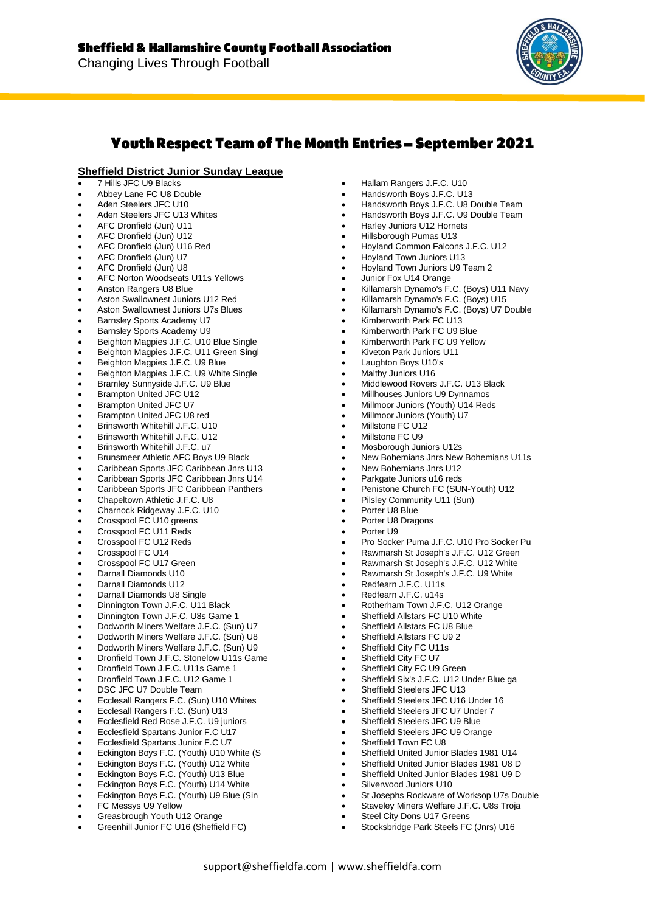# Sheffield & Hallamshire County Football Association

Changing Lives Through Football

## Youth Respect Team of The Month Entries – September 2021

### Sheffield District Junior Sunday League

- 7 Hills JFC U9 Blacks
- Abbey Lane FC U8 Double
- Aden Steelers JFC U10
- Aden Steelers JFC U13 Whites
- AFC Dronfield (Jun) U11
- AFC Dronfield (Jun) U12
- AFC Dronfield (Jun) U16 Red
- AFC Dronfield (Jun) U7
- AFC Dronfield (Jun) U8
- AFC Norton Woodseats U11s Yellows
- Anston Rangers U8 Blue
- Aston Swallownest Juniors U12 Red
- Aston Swallownest Juniors U7s Blues
- Barnsley Sports Academy U7
- Barnsley Sports Academy U9
- Beighton Magpies J.F.C. U10 Blue Single
- Beighton Magpies J.F.C. U11 Green Singl
- Beighton Magpies J.F.C. U9 Blue
- Beighton Magpies J.F.C. U9 White Single
- Bramley Sunnyside J.F.C. U9 Blue
- Brampton United JFC U12
- Brampton United JFC U7
- Brampton United JFC U8 red
- Brinsworth Whitehill J.F.C. U10
- Brinsworth Whitehill J.F.C. U12
- Brinsworth Whitehill J.F.C. u7
- Brunsmeer Athletic AFC Boys U9 Black
- Caribbean Sports JFC Caribbean Jnrs U13
- Caribbean Sports JFC Caribbean Jnrs U14
- Caribbean Sports JFC Caribbean Panthers
- Chapeltown Athletic J.F.C. U8
- Charnock Ridgeway J.F.C. U10
- Crosspool FC U10 greens
- Crosspool FC U11 Reds
- Crosspool FC U12 Reds
- Crosspool FC U14
- Crosspool FC U17 Green
- Darnall Diamonds U10
- Darnall Diamonds U12
- Darnall Diamonds U8 Single
- Dinnington Town J.F.C. U11 Black
- Dinnington Town J.F.C. U8s Game 1
- Dodworth Miners Welfare J.F.C. (Sun) U7
- Dodworth Miners Welfare J.F.C. (Sun) U8
- Dodworth Miners Welfare J.F.C. (Sun) U9
- Dronfield Town J.F.C. Stonelow U11s Game
- Dronfield Town J.F.C. U11s Game 1
- Dronfield Town J.F.C. U12 Game 1
- DSC JFC U7 Double Team
- Ecclesall Rangers F.C. (Sun) U10 Whites
- Ecclesall Rangers F.C. (Sun) U13
- Ecclesfield Red Rose J.F.C. U9 juniors
- Ecclesfield Spartans Junior F.C U17
- Ecclesfield Spartans Junior F.C U7
- Eckington Boys F.C. (Youth) U10 White (S
- Eckington Boys F.C. (Youth) U12 White
- Eckington Boys F.C. (Youth) U13 Blue
- Eckington Boys F.C. (Youth) U14 White
- Eckington Boys F.C. (Youth) U9 Blue (Sin
- FC Messys U9 Yellow
- Greasbrough Youth U12 Orange
- Greenhill Junior FC U16 (Sheffield FC)
- Hallam Rangers J.F.C. U10
- Handsworth Boys J.F.C. U13
- Handsworth Boys J.F.C. U8 Double Team
- Handsworth Boys J.F.C. U9 Double Team
- Harley Juniors U12 Hornets
- Hillsborough Pumas U13
- Hoyland Common Falcons J.F.C. U12
- Hoyland Town Juniors U13
- Hoyland Town Juniors U9 Team 2
- Junior Fox U14 Orange
- Killamarsh Dynamo's F.C. (Boys) U11 Navy
- Killamarsh Dynamo's F.C. (Boys) U15
- Killamarsh Dynamo's F.C. (Boys) U7 Double
- Kimberworth Park FC U13
- Kimberworth Park FC U9 Blue
- Kimberworth Park FC U9 Yellow
- Kiveton Park Juniors U11
- Laughton Boys U10's
- Maltby Juniors U16
- Middlewood Rovers J.F.C. U13 Black
- Millhouses Juniors U9 Dynamos
- Millmoor Juniors (Youth) U14 Reds
- Millmoor Juniors (Youth) U7
- Millstone FC U12
- Millstone FC U9
- Mosborough Juniors U12s
- New Bohemians Jnrs New Bohemians U11s
- New Bohemians Jnrs U12
- Parkgate Juniors u16 reds
- Penistone Church FC (SUN-Youth) U12
- Pilsley Community U11 (Sun)
- Porter U8 Blue
- Porter U8 Dragons
- Porter U9
- Pro Socker Puma J.F.C. U10 Pro Socker Pu
- Rawmarsh St Joseph's J.F.C. U12 Green
- Rawmarsh St Joseph's J.F.C. U12 White
- Rawmarsh St Joseph's J.F.C. U9 White
- Redfearn J.F.C. U11s
- Redfearn J.F.C. u14s
- Rotherham Town J.F.C. U12 Orange
- Sheffield Allstars FC U10 White
- Sheffield Allstars FC U8 Blue
- Sheffield Allstars FC U9 2
- Sheffield City FC U11s
- Sheffield City FC U7
- Sheffield City FC U9 Green
- Sheffield Six's J.F.C. U12 Under Blue ga
- Sheffield Steelers JFC U13
- Sheffield Steelers JFC U16 Under 16
- Sheffield Steelers JFC U7 Under 7
- Sheffield Steelers JFC U9 Blue
- Sheffield Steelers JFC U9 Orange
- Sheffield Town FC U8
- Sheffield United Junior Blades 1981 U14
- Sheffield United Junior Blades 1981 U8 D
- Sheffield United Junior Blades 1981 U9 D
- Silverwood Juniors U10
- St Josephs Rockware of Worksop U7s Double
- Staveley Miners Welfare J.F.C. U8s Troja
- Steel City Dons U17 Greens
- Stocksbridge Park Steels FC (Jnrs) U16

support@sheffieldfa.com | www.sheffieldfa.com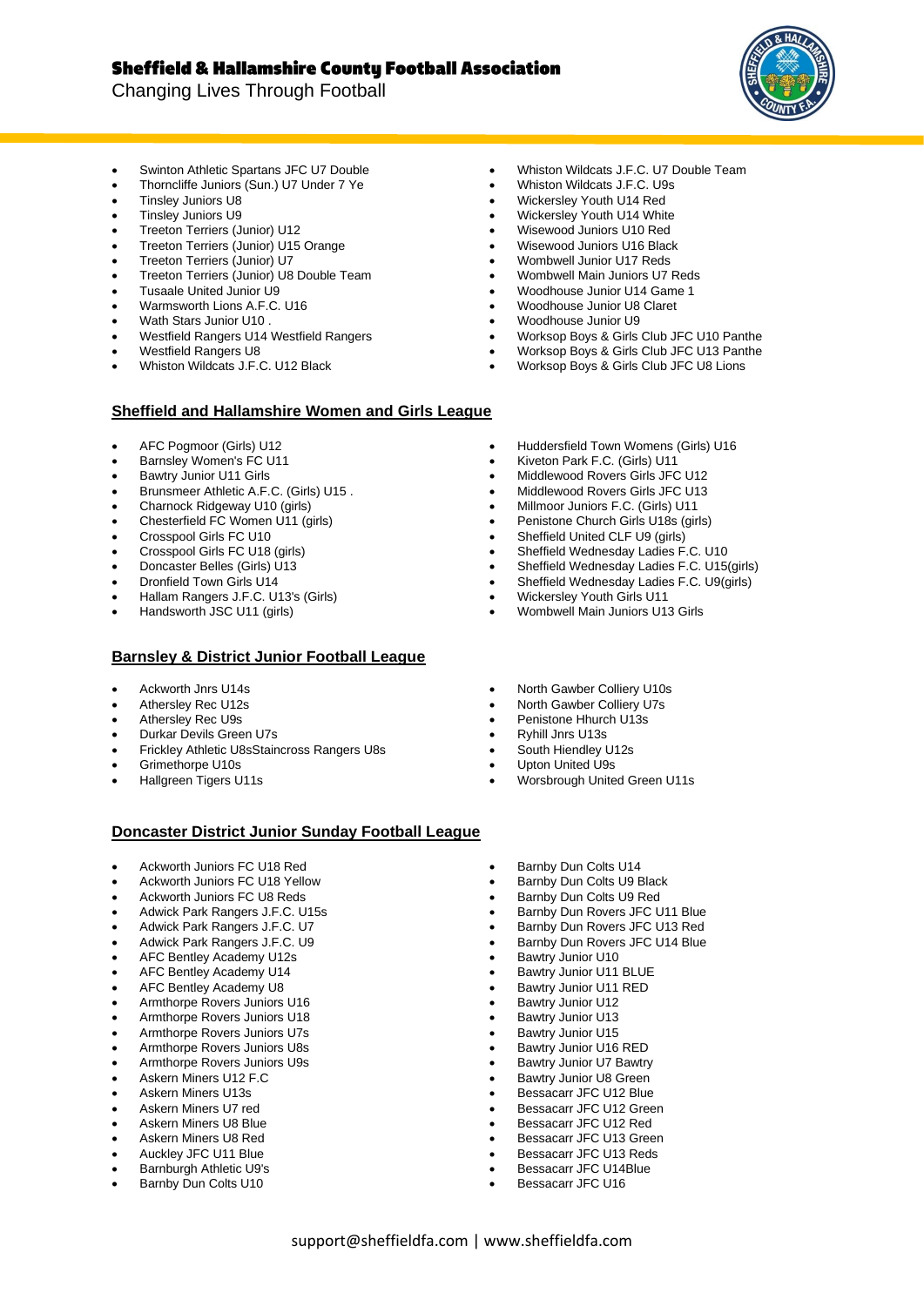- Swinton Athletic Spartans JFC U7 Double
- Thorncliffe Juniors (Sun.) U7 Under 7 Ye
- Tinsley Juniors U8
- Tinsley Juniors U9
- Treeton Terriers (Junior) U12
- Treeton Terriers (Junior) U15 Orange
- Treeton Terriers (Junior) U7
- Treeton Terriers (Junior) U8 Double Team
- Tusaale United Junior U9
- Warmsworth Lions A.F.C. U16
- Wath Stars Junior U10 .
- Westfield Rangers U14 Westfield Rangers
- Westfield Rangers U8
- Whiston Wildcats J.F.C. U12 Black
- Whiston Wildcats J.F.C. U7 Double Team
- Whiston Wildcats J.F.C. U9s
- Wickersley Youth U14 Red
- Wickersley Youth U14 White
- Wisewood Juniors U10 Red
- Wisewood Juniors U16 Black
- Wombwell Junior U17 Reds
- Wombwell Main Juniors U7 Reds
- Woodhouse Junior U14 Game 1
- Woodhouse Junior U8 Claret
- Woodhouse Junior U9
- Worksop Boys & Girls Club JFC U10 Panthe
- Worksop Boys & Girls Club JFC U13 Panthe
- Worksop Boys & Girls Club JFC U8 Lions

## Sheffield and Hallamshire Women and Girls League

- AFC Pogmoor (Girls) U12
- Barnsley Women's FC U11
- Bawtry Junior U11 Girls
- Brunsmeer Athletic A.F.C. (Girls) U15 .
- Charnock Ridgeway U10 (girls)
- Chesterfield FC Women U11 (girls)
- Crosspool Girls FC U10
- Crosspool Girls FC U18 (girls)
- Doncaster Belles (Girls) U13
- Dronfield Town Girls U14
- Hallam Rangers J.F.C. U13's (Girls)
- Handsworth JSC U11 (girls)
- Huddersfield Town Womens (Girls) U16
- Kiveton Park F.C. (Girls) U11
- Middlewood Rovers Girls JFC U12
- Middlewood Rovers Girls JFC U13
- Millmoor Juniors F.C. (Girls) U11
- Penistone Church Girls U18s (girls)
- Sheffield United CLF U9 (girls)
- Sheffield Wednesday Ladies F.C. U10
- Sheffield Wednesday Ladies F.C. U15(girls)
- Sheffield Wednesday Ladies F.C. U9(girls)
- Wickersley Youth Girls U11
- Wombwell Main Juniors U13 Girls

## Barnsley & District Junior Football League

- Ackworth Jnrs U14s
- Athersley Rec U12s
- Athersley Rec U9s
- Durkar Devils Green U7s
- Frickley Athletic U8sStaincross Rangers U8s
- Grimethorpe U10s
- Hallgreen Tigers U11s
- North Gawber Colliery U10s
- North Gawber Colliery U7s
- Penistone Hhurch U13s
- Ryhill Jnrs U13s
- South Hiendley U12s
- Upton United U9s
- Worsbrough United Green U11s

## Doncaster District Junior Sunday Football League

- Ackworth Juniors FC U18 Red
- Ackworth Juniors FC U18 Yellow
- Ackworth Juniors FC U8 Reds
- Adwick Park Rangers J.F.C. U15s
- Adwick Park Rangers J.F.C. U7
- Adwick Park Rangers J.F.C. U9
- AFC Bentley Academy U12s
- AFC Bentley Academy U14
- AFC Bentley Academy U8
- Armthorpe Rovers Juniors U16
- Armthorpe Rovers Juniors U18
- Armthorpe Rovers Juniors U7s
- Armthorpe Rovers Juniors U8s
- Armthorpe Rovers Juniors U9s
- Askern Miners U12 F.C
- Askern Miners U13s
- Askern Miners U7 red
- Askern Miners U8 Blue
- Askern Miners U8 Red
- Auckley JFC U11 Blue
- Barnburgh Athletic U9's
- Barnby Dun Colts U10
- Barnby Dun Colts U14
- Barnby Dun Colts U9 Black
- Barnby Dun Colts U9 Red
- Barnby Dun Rovers JFC U11 Blue
- Barnby Dun Rovers JFC U13 Red
- Barnby Dun Rovers JFC U14 Blue
- Bawtry Junior U10
- Bawtry Junior U11 BLUE
- Bawtry Junior U11 RED
- Bawtry Junior U12
- Bawtry Junior U13
- Bawtry Junior U15
- Bawtry Junior U16 RED
- Bawtry Junior U7 Bawtry
- Bawtry Junior U8 Green
- Bessacarr JFC U12 Blue
- Bessacarr JFC U12 Green
- Bessacarr JFC U12 Red
- Bessacarr JFC U13 Green
- Bessacarr JFC U13 Reds
- Bessacarr JFC U14Blue
- Bessacarr JFC U16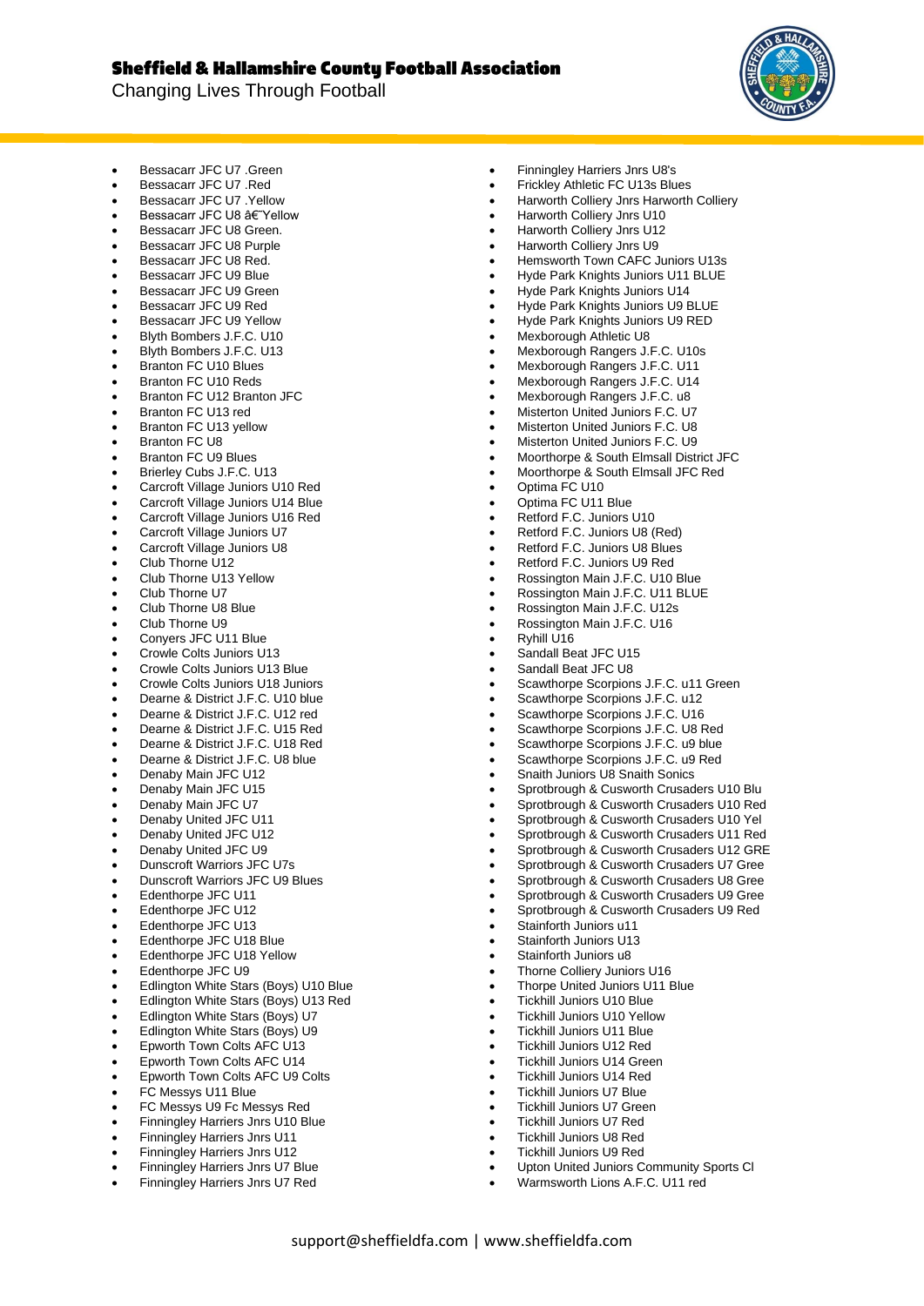- Bessacarr JFC U7 .Green
- Bessacarr JFC U7 .Red
- Bessacarr JFC U7 .Yellow
- Bessacarr JFC U8 â€˜Yellow
- Bessacarr JFC U8 Green.
- Bessacarr JFC U8 Purple
- Bessacarr JFC U8 Red.
- Bessacarr JFC U9 Blue
- Bessacarr JFC U9 Green
- Bessacarr JFC U9 Red
- Bessacarr JFC U9 Yellow
- Blyth Bombers J.F.C. U10
- Blyth Bombers J.F.C. U13
- Branton FC U10 Blues
- Branton FC U10 Reds
- Branton FC U12 Branton JFC
- Branton FC U13 red
- Branton FC U13 yellow
- Branton FC U8
- Branton FC U9 Blues
- Brierley Cubs J.F.C. U13
- Carcroft Village Juniors U10 Red
- Carcroft Village Juniors U14 Blue
- Carcroft Village Juniors U16 Red
- Carcroft Village Juniors U7
- Carcroft Village Juniors U8
- Club Thorne U12
- Club Thorne U13 Yellow
- Club Thorne U7
- Club Thorne U8 Blue
- Club Thorne U9
- Conyers JFC U11 Blue
- Crowle Colts Juniors U13
- Crowle Colts Juniors U13 Blue
- Crowle Colts Juniors U18 Juniors
- Dearne & District J.F.C. U10 blue
- Dearne & District J.F.C. U12 red
- Dearne & District J.F.C. U15 Red
- Dearne & District J.F.C. U18 Red
- Dearne & District J.F.C. U8 blue
- Denaby Main JFC U12
- Denaby Main JFC U15
- Denaby Main JFC U7
- Denaby United JFC U11
- Denaby United JFC U12
- Denaby United JFC U9
- Dunscroft Warriors JFC U7s
- Dunscroft Warriors JFC U9 Blues
- Edenthorpe JFC U11
- Edenthorpe JFC U12
- Edenthorpe JFC U13
- Edenthorpe JFC U18 Blue
- Edenthorpe JFC U18 Yellow
- Edenthorpe JFC U9
- Edlington White Stars (Boys) U10 Blue
- Edlington White Stars (Boys) U13 Red
- Edlington White Stars (Boys) U7
- Edlington White Stars (Boys) U9
- Epworth Town Colts AFC U13
- Epworth Town Colts AFC U14
- Epworth Town Colts AFC U9 Colts
- FC Messys U11 Blue
- FC Messys U9 Fc Messys Red
- Finningley Harriers Jnrs U10 Blue
- Finningley Harriers Jnrs U11
- Finningley Harriers Jnrs U12
- Finningley Harriers Jnrs U7 Blue
- Finningley Harriers Jnrs U7 Red
- Finningley Harriers Jnrs U8's
- Frickley Athletic FC U13s Blues
- Harworth Colliery Jnrs Harworth Colliery
- Harworth Colliery Jnrs U10
- Harworth Colliery Jnrs U12
- Harworth Colliery Jnrs U9
- Hemsworth Town CAFC Juniors U13s
- Hyde Park Knights Juniors U11 BLUE
- Hyde Park Knights Juniors U14
- Hyde Park Knights Juniors U9 BLUE
- Hyde Park Knights Juniors U9 RED
- Mexborough Athletic U8
- Mexborough Rangers J.F.C. U10s
- Mexborough Rangers J.F.C. U11
- Mexborough Rangers J.F.C. U14
- Mexborough Rangers J.F.C. u8
- Misterton United Juniors F.C. U7
- Misterton United Juniors F.C. U8
- Misterton United Juniors F.C. U9
- Moorthorpe & South Elmsall District JFC
- Moorthorpe & South Elmsall JFC Red
- Optima FC U10
- Optima FC U11 Blue
- Retford F.C. Juniors U10
- Retford F.C. Juniors U8 (Red)
- Retford F.C. Juniors U8 Blues
- Retford F.C. Juniors U9 Red
- Rossington Main J.F.C. U10 Blue
- Rossington Main J.F.C. U11 BLUE
- Rossington Main J.F.C. U12s
- Rossington Main J.F.C. U16
- Ryhill U16
- Sandall Beat JFC U15
- Sandall Beat JFC U8
- Scawthorpe Scorpions J.F.C. u11 Green
- Scawthorpe Scorpions J.F.C. u12
- Scawthorpe Scorpions J.F.C. U16
- Scawthorpe Scorpions J.F.C. U8 Red
- Scawthorpe Scorpions J.F.C. u9 blue
- Scawthorpe Scorpions J.F.C. u9 Red
- Snaith Juniors U8 Snaith Sonics
- Sprotbrough & Cusworth Crusaders U10 Blu
- Sprotbrough & Cusworth Crusaders U10 Red
- Sprotbrough & Cusworth Crusaders U10 Yel
- Sprotbrough & Cusworth Crusaders U11 Red
- Sprotbrough & Cusworth Crusaders U12 GRE
- Sprotbrough & Cusworth Crusaders U7 Gree
- Sprotbrough & Cusworth Crusaders U8 Gree
- Sprotbrough & Cusworth Crusaders U9 Gree
- Sprotbrough & Cusworth Crusaders U9 Red
- Stainforth Juniors u11
- Stainforth Juniors U13
- Stainforth Juniors u8
- Thorne Colliery Juniors U16
- Thorpe United Juniors U11 Blue
- Tickhill Juniors U10 Blue
- Tickhill Juniors U10 Yellow
- Tickhill Juniors U11 Blue
- Tickhill Juniors U12 Red
- Tickhill Juniors U14 Green
- Tickhill Juniors U14 Red
- Tickhill Juniors U7 Blue
- Tickhill Juniors U7 Green
- Tickhill Juniors U7 Red
- Tickhill Juniors U8 Red
- Tickhill Juniors U9 Red
- Upton United Juniors Community Sports Cl
- Warmsworth Lions A.F.C. U11 red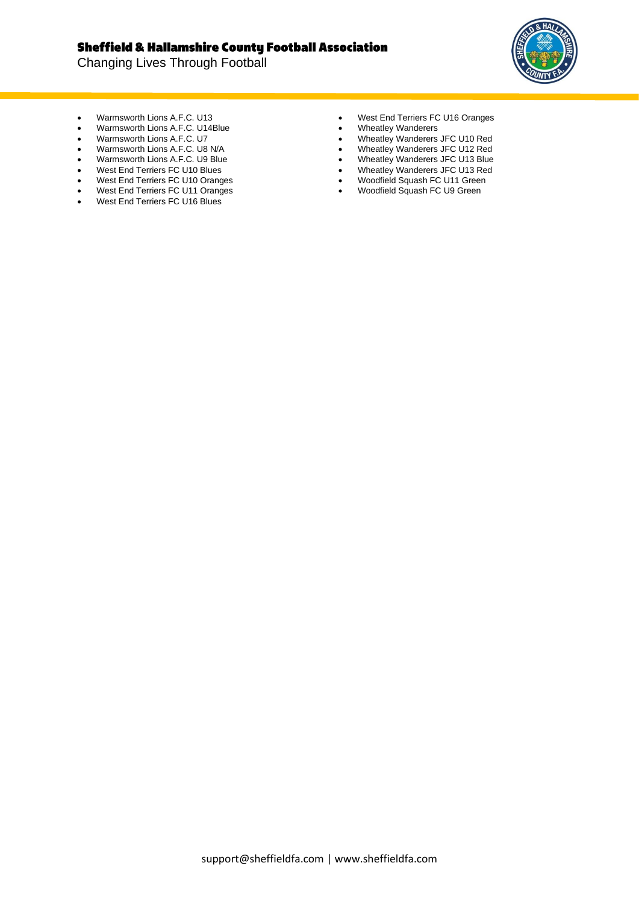- Warmsworth Lions A.F.C. U13
- Warmsworth Lions A.F.C. U14Blue
- Warmsworth Lions A.F.C. U7
- Warmsworth Lions A.F.C. U8 N/A
- Warmsworth Lions A.F.C. U9 Blue
- West End Terriers FC U10 Blues
- West End Terriers FC U10 Oranges
- West End Terriers FC U11 Oranges
- West End Terriers FC U16 Blues
- West End Terriers FC U16 Oranges
- Wheatley Wanderers
- Wheatley Wanderers JFC U10 Red
- Wheatley Wanderers JFC U12 Red
- Wheatley Wanderers JFC U13 Blue
- Wheatley Wanderers JFC U13 Red
- Woodfield Squash FC U11 Green
- Woodfield Squash FC U9 Green